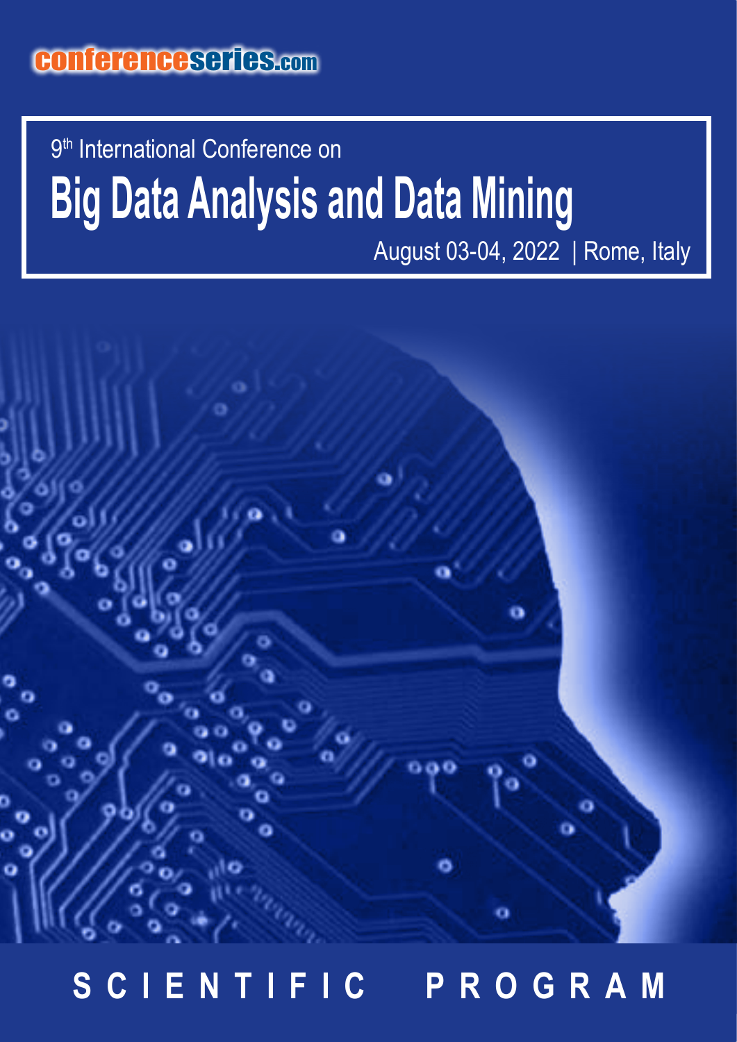conferenceseries.com

9th International Conference on

# Big Data Analysis and Data Mining

August 03-04, 2022 | Rome, Italy

## SCIENTIFIC PROGRAM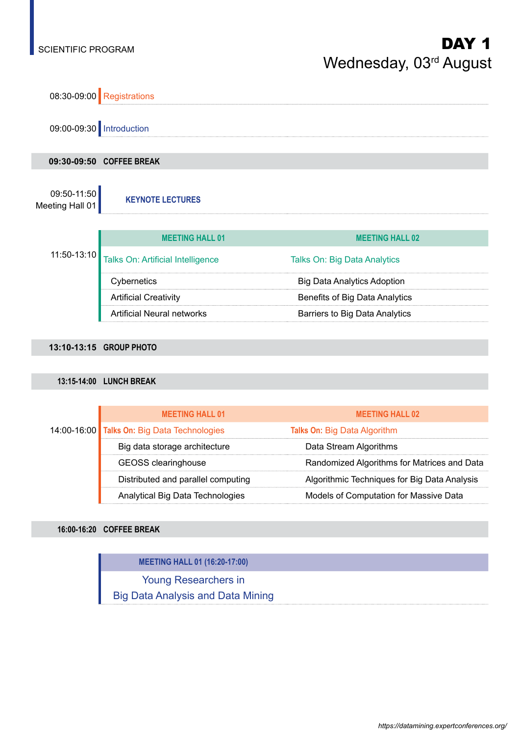SCIENTIFIC PROGRAM

# DAY 1
## Wednesday, 03rd August

08:30-09:00 Registrations

09:00-09:30 Introduction

**09:30-09:50 COFFEE BREAK**

09:50-11:50 Meeting Hall 01 — **KEYNOTE LECTURES**

11:50-13:10

| MEETING HALL 01 | MEETING HALL 02 |
| --- | --- |
| Talks On: Artificial Intelligence | Talks On: Big Data Analytics |
| Cybernetics | Big Data Analytics Adoption |
| Artificial Creativity | Benefits of Big Data Analytics |
| Artificial Neural networks | Barriers to Big Data Analytics |

**13:10-13:15 GROUP PHOTO**

**13:15-14:00 LUNCH BREAK**

14:00-16:00

| MEETING HALL 01 | MEETING HALL 02 |
| --- | --- |
| **Talks On:** Big Data Technologies | **Talks On:** Big Data Algorithm |
| Big data storage architecture | Data Stream Algorithms |
| GEOSS clearinghouse | Randomized Algorithms for Matrices and Data |
| Distributed and parallel computing | Algorithmic Techniques for Big Data Analysis |
| Analytical Big Data Technologies | Models of Computation for Massive Data |

**16:00-16:20 COFFEE BREAK**

**MEETING HALL 01 (16:20-17:00)**

Young Researchers in Big Data Analysis and Data Mining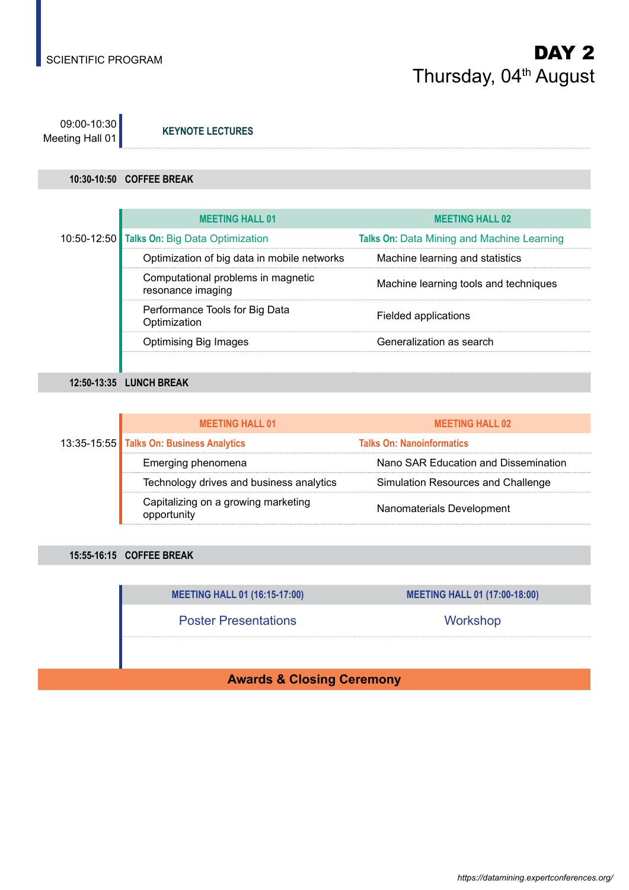SCIENTIFIC PROGRAM

# DAY 2

## Thursday, 04th August

09:00-10:30
Meeting Hall 01

**KEYNOTE LECTURES**

**10:30-10:50 COFFEE BREAK**

**10:50-12:50**

| MEETING HALL 01 | MEETING HALL 02 |
|---|---|
| **Talks On:** Big Data Optimization | **Talks On:** Data Mining and Machine Learning |
| Optimization of big data in mobile networks | Machine learning and statistics |
| Computational problems in magnetic resonance imaging | Machine learning tools and techniques |
| Performance Tools for Big Data Optimization | Fielded applications |
| Optimising Big Images | Generalization as search |

**12:50-13:35 LUNCH BREAK**

**13:35-15:55**

| MEETING HALL 01 | MEETING HALL 02 |
|---|---|
| **Talks On: Business Analytics** | **Talks On: Nanoinformatics** |
| Emerging phenomena | Nano SAR Education and Dissemination |
| Technology drives and business analytics | Simulation Resources and Challenge |
| Capitalizing on a growing marketing opportunity | Nanomaterials Development |

**15:55-16:15 COFFEE BREAK**

| MEETING HALL 01 (16:15-17:00) | MEETING HALL 01 (17:00-18:00) |
|---|---|
| Poster Presentations | Workshop |

**Awards & Closing Ceremony**

https://datamining.expertconferences.org/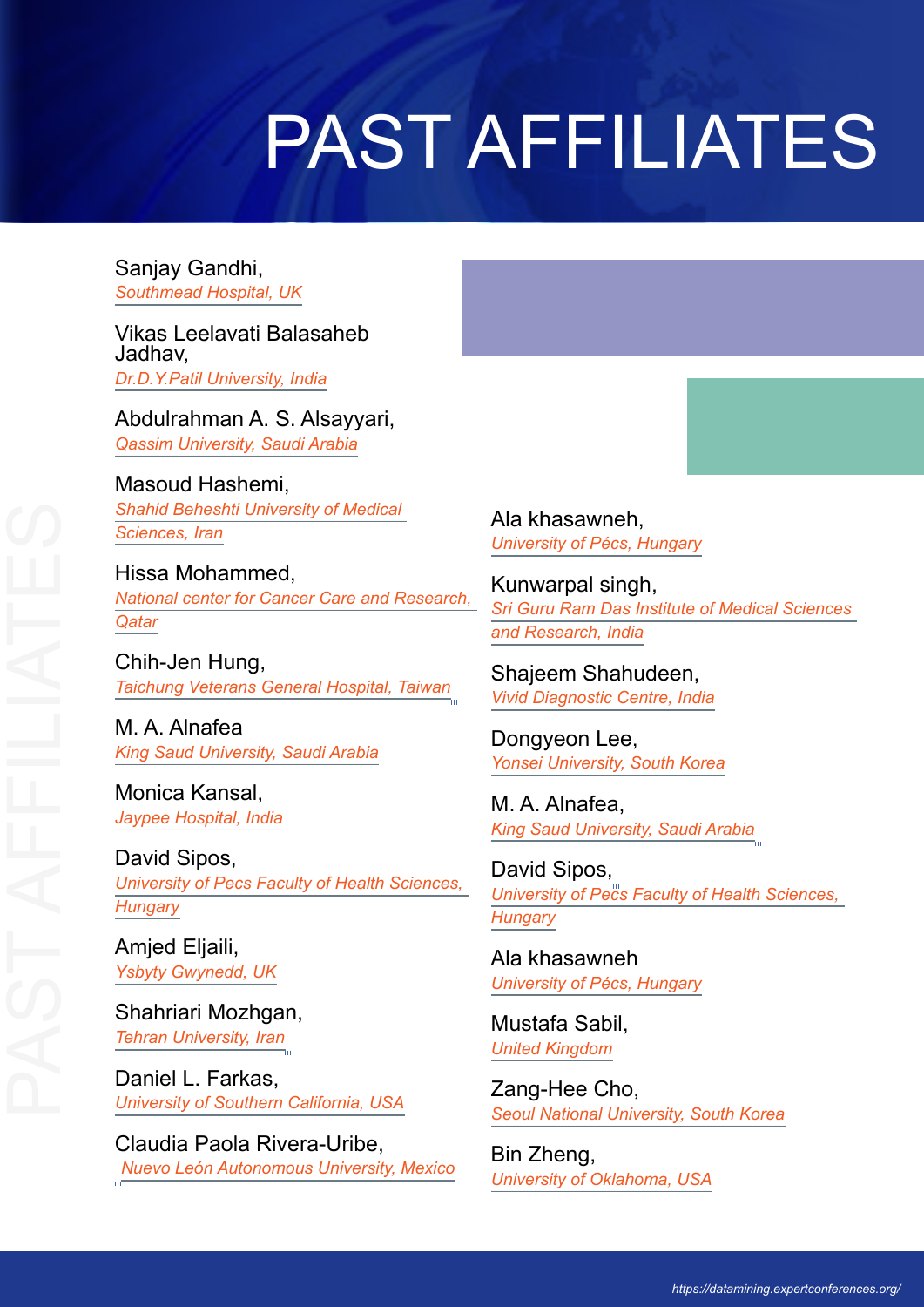# PAST AFFILIATES

Sanjay Gandhi,
*Southmead Hospital, UK*

Vikas Leelavati Balasaheb Jadhav,
*Dr.D.Y.Patil University, India*

Abdulrahman A. S. Alsayyari,
*Qassim University, Saudi Arabia*

Masoud Hashemi,
*Shahid Beheshti University of Medical Sciences, Iran*

Hissa Mohammed,
*National center for Cancer Care and Research, Qatar*

Chih-Jen Hung,
*Taichung Veterans General Hospital, Taiwan*

M. A. Alnafea
*King Saud University, Saudi Arabia*

Monica Kansal,
*Jaypee Hospital, India*

David Sipos,
*University of Pecs Faculty of Health Sciences, Hungary*

Amjed Eljaili,
*Ysbyty Gwynedd, UK*

Shahriari Mozhgan,
*Tehran University, Iran*

Daniel L. Farkas,
*University of Southern California, USA*

Claudia Paola Rivera-Uribe,
*Nuevo León Autonomous University, Mexico*

Ala khasawneh,
*University of Pécs, Hungary*

Kunwarpal singh,
*Sri Guru Ram Das Institute of Medical Sciences and Research, India*

Shajeem Shahudeen,
*Vivid Diagnostic Centre, India*

Dongyeon Lee,
*Yonsei University, South Korea*

M. A. Alnafea,
*King Saud University, Saudi Arabia*

David Sipos,
*University of Pecs Faculty of Health Sciences, Hungary*

Ala khasawneh
*University of Pécs, Hungary*

Mustafa Sabil,
*United Kingdom*

Zang-Hee Cho,
*Seoul National University, South Korea*

Bin Zheng,
*University of Oklahoma, USA*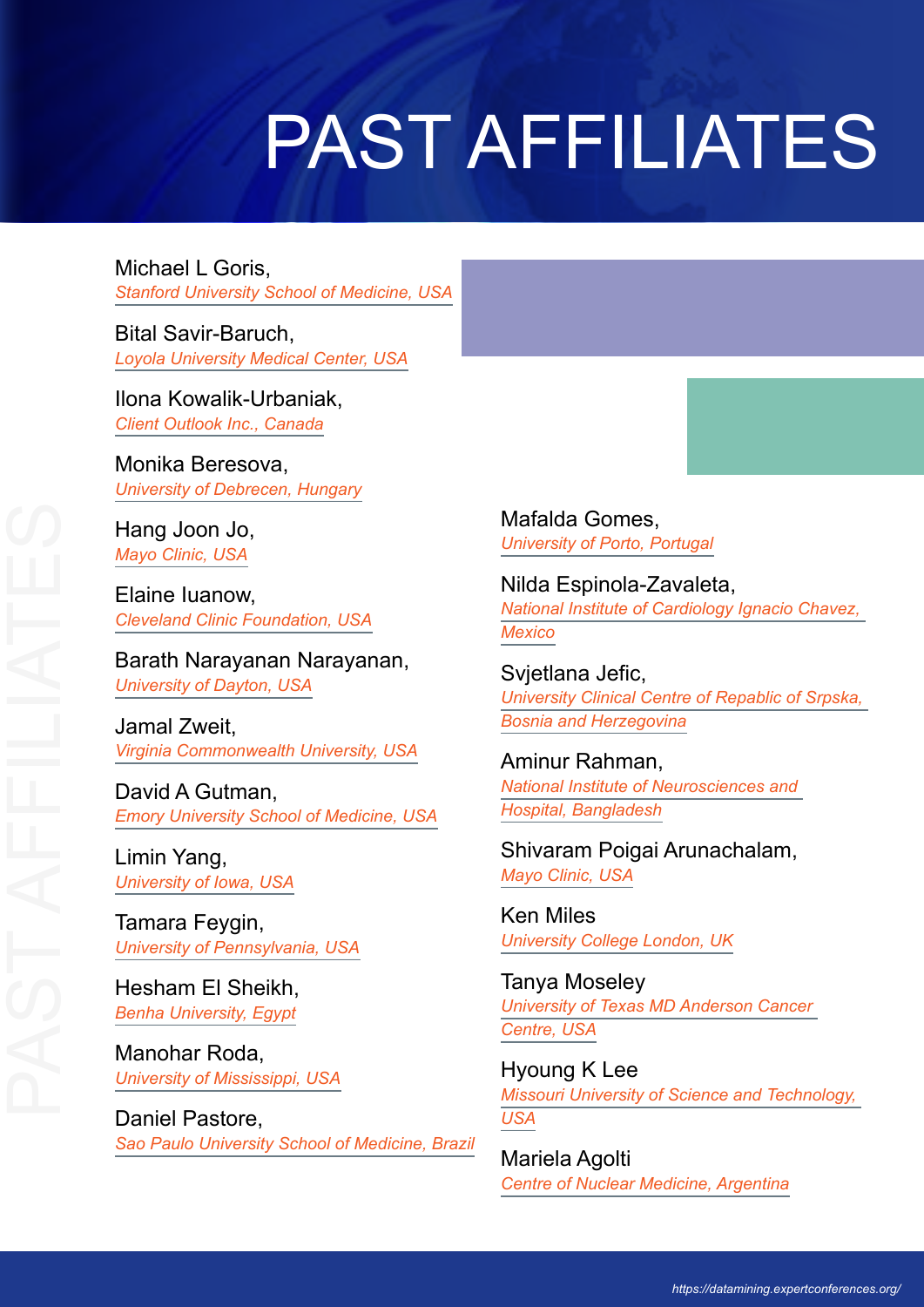# PAST AFFILIATES

Michael L Goris,
*Stanford University School of Medicine, USA*

Bital Savir-Baruch,
*Loyola University Medical Center, USA*

Ilona Kowalik-Urbaniak,
*Client Outlook Inc., Canada*

Monika Beresova,
*University of Debrecen, Hungary*

Hang Joon Jo,
*Mayo Clinic, USA*

Elaine Iuanow,
*Cleveland Clinic Foundation, USA*

Barath Narayanan Narayanan,
*University of Dayton, USA*

Jamal Zweit,
*Virginia Commonwealth University, USA*

David A Gutman,
*Emory University School of Medicine, USA*

Limin Yang,
*University of Iowa, USA*

Tamara Feygin,
*University of Pennsylvania, USA*

Hesham El Sheikh,
*Benha University, Egypt*

Manohar Roda,
*University of Mississippi, USA*

Daniel Pastore,
*Sao Paulo University School of Medicine, Brazil*

Mafalda Gomes,
*University of Porto, Portugal*

Nilda Espinola-Zavaleta,
*National Institute of Cardiology Ignacio Chavez, Mexico*

Svjetlana Jefic,
*University Clinical Centre of Repablic of Srpska, Bosnia and Herzegovina*

Aminur Rahman,
*National Institute of Neurosciences and Hospital, Bangladesh*

Shivaram Poigai Arunachalam,
*Mayo Clinic, USA*

Ken Miles
*University College London, UK*

Tanya Moseley
*University of Texas MD Anderson Cancer Centre, USA*

Hyoung K Lee
*Missouri University of Science and Technology, USA*

Mariela Agolti
*Centre of Nuclear Medicine, Argentina*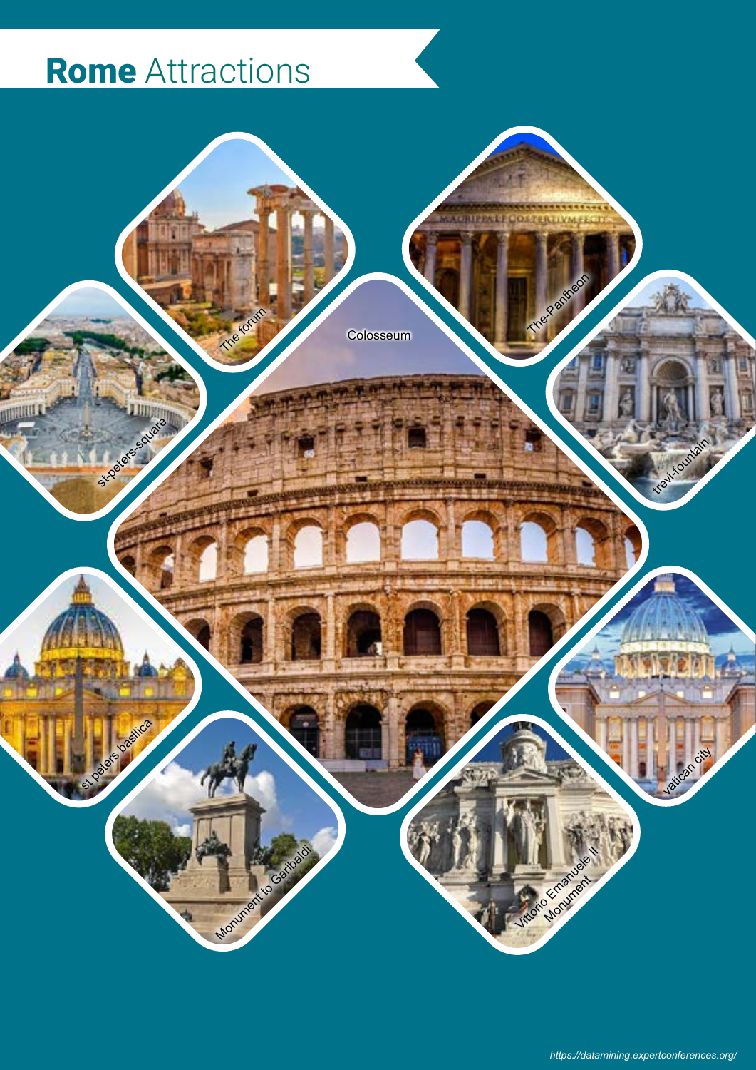# **Rome** Attractions

The forum

The-Pantheon

st-peters-square

Colosseum

trevi-fountain

st peters basilica

vatican city

Monument to Garibaldi

Vittorio Emanuele II Monument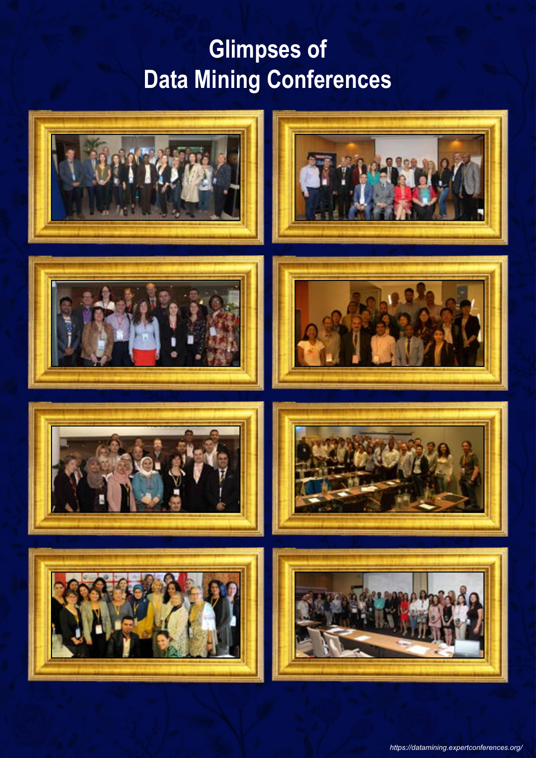# Glimpses of Data Mining Conferences

https://datamining.expertconferences.org/